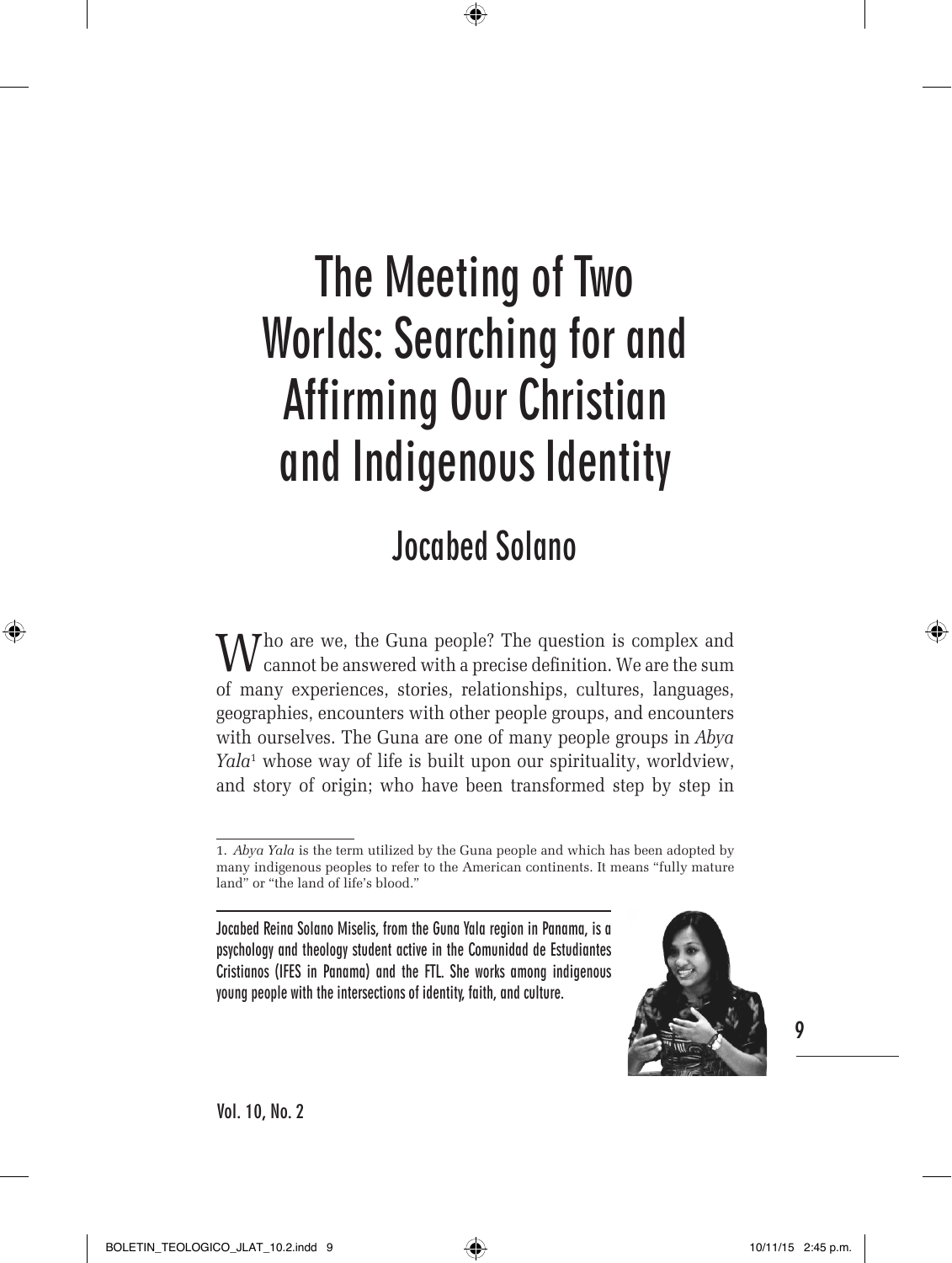# The Meeting of Two Worlds: Searching for and Affirming Our Christian and Indigenous Identity

## Jocabed Solano

Who are we, the Guna people? The question is complex and cannot be answered with a precise definition. We are the sum of many experiences, stories, relationships, cultures, languages, geographies, encounters with other people groups, and encounters with ourselves. The Guna are one of many people groups in *Abya Yala*[1] whose way of life is built upon our spirituality, worldview, and story of origin; who have been transformed step by step in

1. *Abya Yala* is the term utilized by the Guna people and which has been adopted by many indigenous peoples to refer to the American continents. It means "fully mature land" or "the land of life's blood."

Jocabed Reina Solano Miselis, from the Guna Yala region in Panama, is a psychology and theology student active in the Comunidad de Estudiantes Cristianos (IFES in Panama) and the FTL. She works among indigenous young people with the intersections of identity, faith, and culture.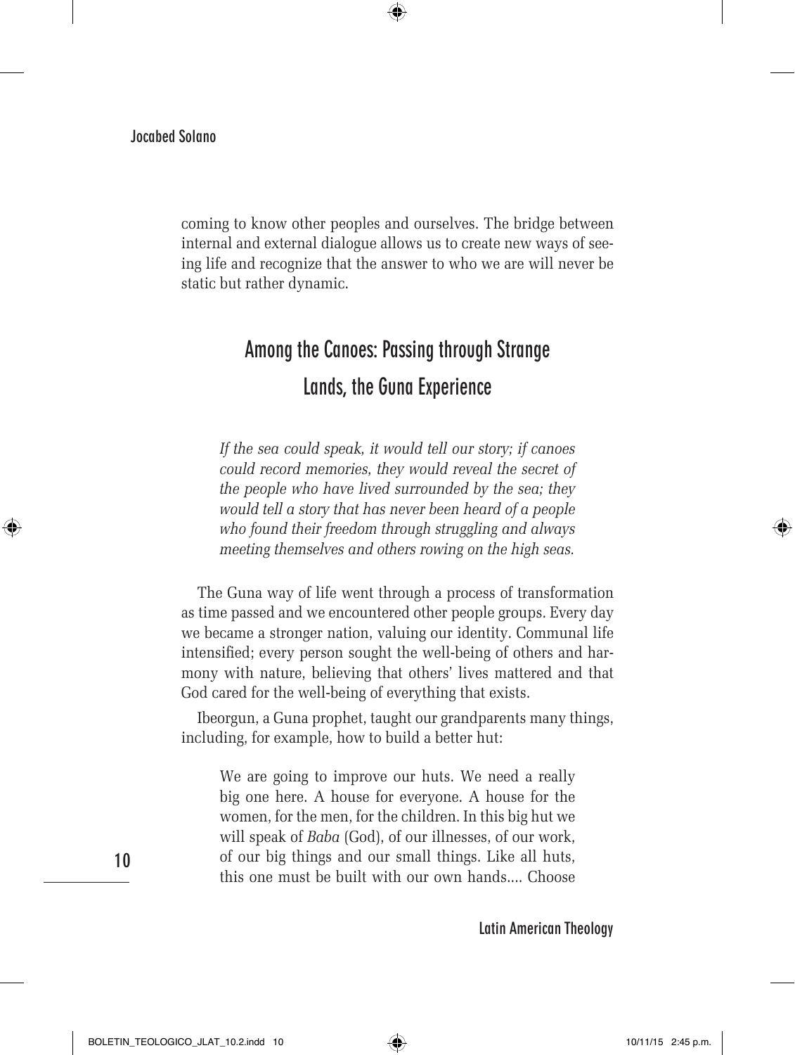coming to know other peoples and ourselves. The bridge between internal and external dialogue allows us to create new ways of seeing life and recognize that the answer to who we are will never be static but rather dynamic.

## Among the Canoes: Passing through Strange Lands, the Guna Experience

> *If the sea could speak, it would tell our story; if canoes could record memories, they would reveal the secret of the people who have lived surrounded by the sea; they would tell a story that has never been heard of a people who found their freedom through struggling and always meeting themselves and others rowing on the high seas.*

The Guna way of life went through a process of transformation as time passed and we encountered other people groups. Every day we became a stronger nation, valuing our identity. Communal life intensified; every person sought the well-being of others and harmony with nature, believing that others' lives mattered and that God cared for the well-being of everything that exists.

Ibeorgun, a Guna prophet, taught our grandparents many things, including, for example, how to build a better hut:

> We are going to improve our huts. We need a really big one here. A house for everyone. A house for the women, for the men, for the children. In this big hut we will speak of *Baba* (God), of our illnesses, of our work, of our big things and our small things. Like all huts, this one must be built with our own hands.... Choose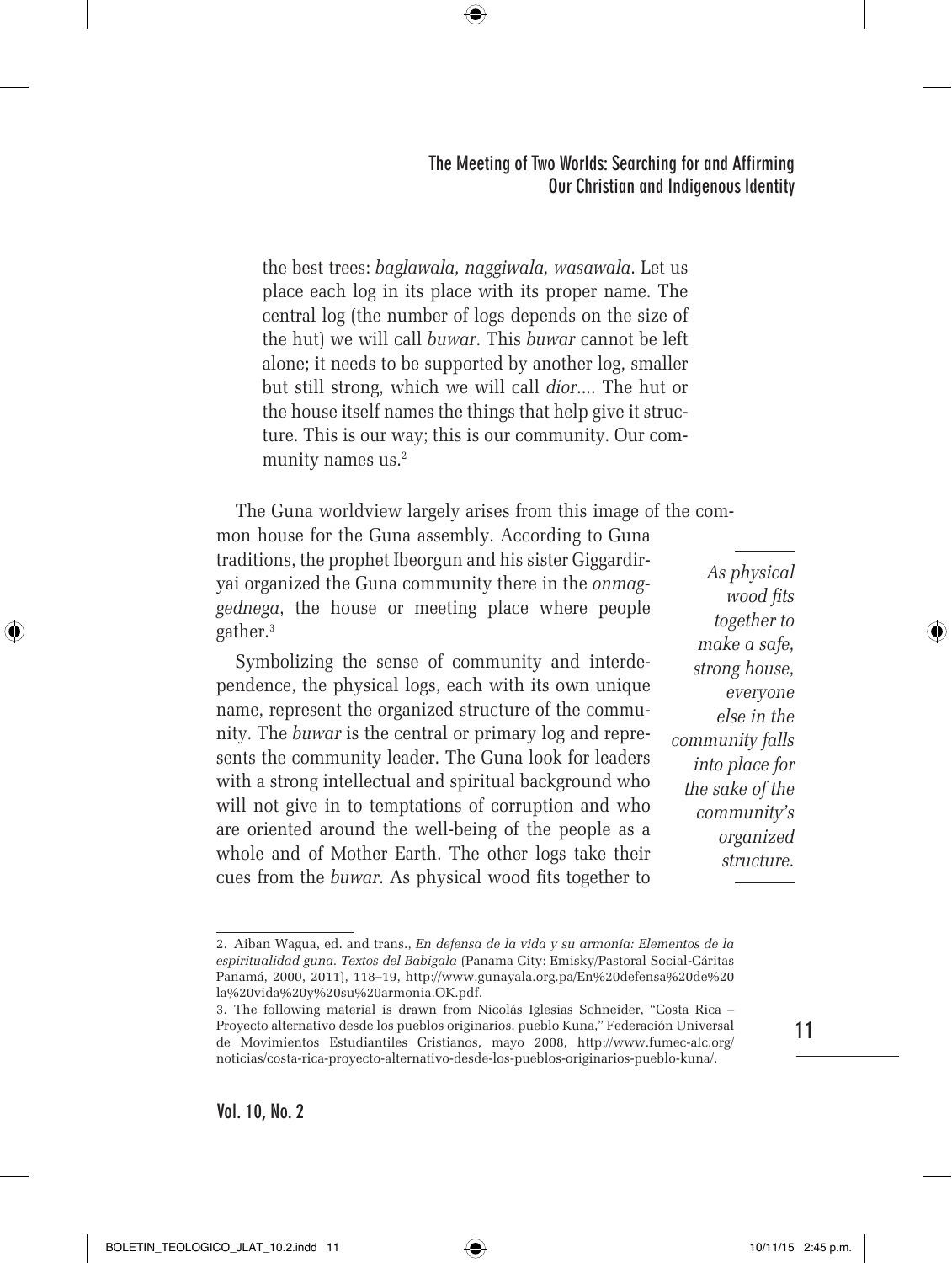> the best trees: *baglawala, naggiwala, wasawala*. Let us place each log in its place with its proper name. The central log (the number of logs depends on the size of the hut) we will call *buwar*. This *buwar* cannot be left alone; it needs to be supported by another log, smaller but still strong, which we will call *dior*.... The hut or the house itself names the things that help give it structure. This is our way; this is our community. Our community names us.[2]

The Guna worldview largely arises from this image of the common house for the Guna assembly. According to Guna traditions, the prophet Ibeorgun and his sister Giggardiryai organized the Guna community there in the *onmaggednega*, the house or meeting place where people gather.[3]

Symbolizing the sense of community and interdependence, the physical logs, each with its own unique name, represent the organized structure of the community. The *buwar* is the central or primary log and represents the community leader. The Guna look for leaders with a strong intellectual and spiritual background who will not give in to temptations of corruption and who are oriented around the well-being of the people as a whole and of Mother Earth. The other logs take their cues from the *buwar*. As physical wood fits together to

*As physical wood fits together to make a safe, strong house, everyone else in the community falls into place for the sake of the community's organized structure.*

---

2. Aiban Wagua, ed. and trans., *En defensa de la vida y su armonía: Elementos de la espiritualidad guna. Textos del Babigala* (Panama City: Emisky/Pastoral Social-Cáritas Panamá, 2000, 2011), 118–19, http://www.gunayala.org.pa/En%20defensa%20de%20la%20vida%20y%20su%20armonia.OK.pdf.

3. The following material is drawn from Nicolás Iglesias Schneider, "Costa Rica – Proyecto alternativo desde los pueblos originarios, pueblo Kuna," Federación Universal de Movimientos Estudiantiles Cristianos, mayo 2008, http://www.fumec-alc.org/noticias/costa-rica-proyecto-alternativo-desde-los-pueblos-originarios-pueblo-kuna/.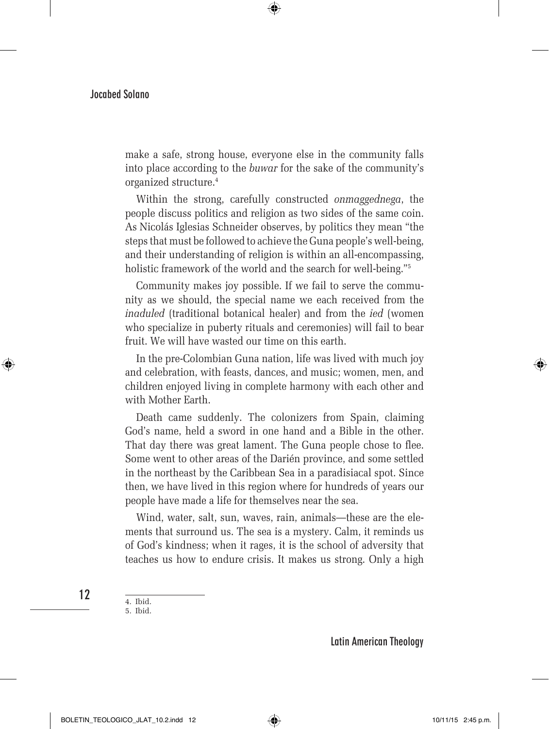make a safe, strong house, everyone else in the community falls into place according to the *buwar* for the sake of the community's organized structure.[4]

Within the strong, carefully constructed *onmaggednega*, the people discuss politics and religion as two sides of the same coin. As Nicolás Iglesias Schneider observes, by politics they mean "the steps that must be followed to achieve the Guna people's well-being, and their understanding of religion is within an all-encompassing, holistic framework of the world and the search for well-being."[5]

Community makes joy possible. If we fail to serve the community as we should, the special name we each received from the *inaduled* (traditional botanical healer) and from the *ied* (women who specialize in puberty rituals and ceremonies) will fail to bear fruit. We will have wasted our time on this earth.

In the pre-Colombian Guna nation, life was lived with much joy and celebration, with feasts, dances, and music; women, men, and children enjoyed living in complete harmony with each other and with Mother Earth.

Death came suddenly. The colonizers from Spain, claiming God's name, held a sword in one hand and a Bible in the other. That day there was great lament. The Guna people chose to flee. Some went to other areas of the Darién province, and some settled in the northeast by the Caribbean Sea in a paradisiacal spot. Since then, we have lived in this region where for hundreds of years our people have made a life for themselves near the sea.

Wind, water, salt, sun, waves, rain, animals—these are the elements that surround us. The sea is a mystery. Calm, it reminds us of God's kindness; when it rages, it is the school of adversity that teaches us how to endure crisis. It makes us strong. Only a high

---

4. Ibid.
5. Ibid.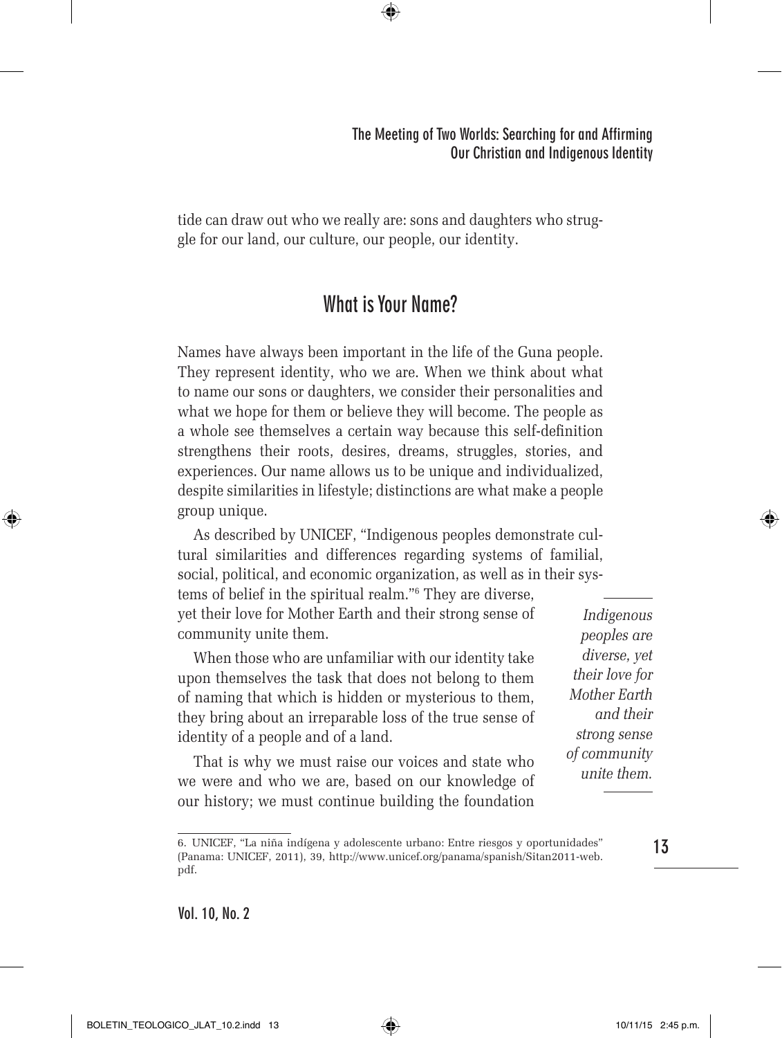tide can draw out who we really are: sons and daughters who struggle for our land, our culture, our people, our identity.

## What is Your Name?

Names have always been important in the life of the Guna people. They represent identity, who we are. When we think about what to name our sons or daughters, we consider their personalities and what we hope for them or believe they will become. The people as a whole see themselves a certain way because this self-definition strengthens their roots, desires, dreams, struggles, stories, and experiences. Our name allows us to be unique and individualized, despite similarities in lifestyle; distinctions are what make a people group unique.

As described by UNICEF, "Indigenous peoples demonstrate cultural similarities and differences regarding systems of familial, social, political, and economic organization, as well as in their systems of belief in the spiritual realm."[6] They are diverse, yet their love for Mother Earth and their strong sense of community unite them.

*Indigenous peoples are diverse, yet their love for Mother Earth and their strong sense of community unite them.*

When those who are unfamiliar with our identity take upon themselves the task that does not belong to them of naming that which is hidden or mysterious to them, they bring about an irreparable loss of the true sense of identity of a people and of a land.

That is why we must raise our voices and state who we were and who we are, based on our knowledge of our history; we must continue building the foundation

---

6. UNICEF, "La niña indígena y adolescente urbano: Entre riesgos y oportunidades" (Panama: UNICEF, 2011), 39, http://www.unicef.org/panama/spanish/Sitan2011-web.pdf.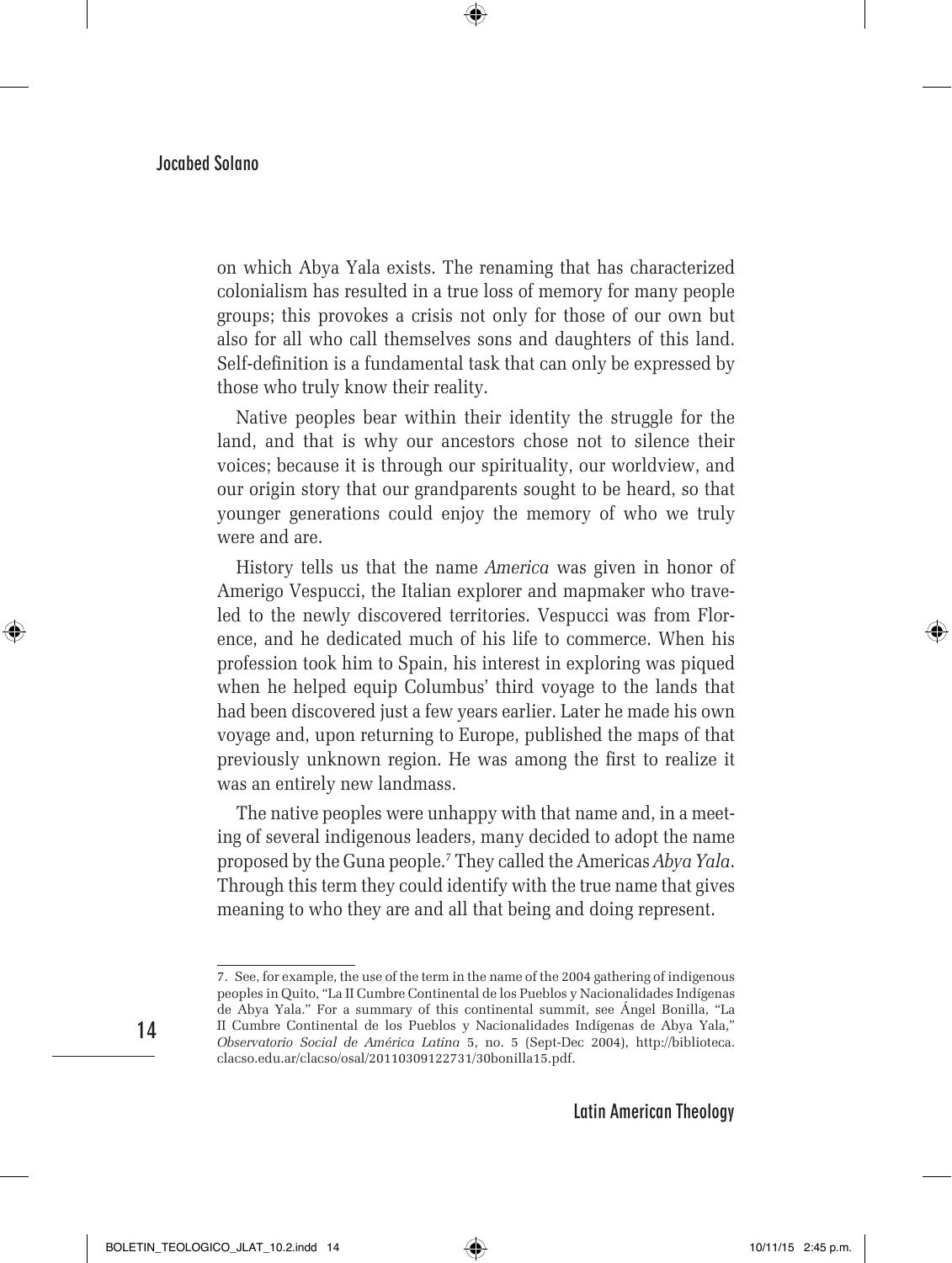on which Abya Yala exists. The renaming that has characterized colonialism has resulted in a true loss of memory for many people groups; this provokes a crisis not only for those of our own but also for all who call themselves sons and daughters of this land. Self-definition is a fundamental task that can only be expressed by those who truly know their reality.

Native peoples bear within their identity the struggle for the land, and that is why our ancestors chose not to silence their voices; because it is through our spirituality, our worldview, and our origin story that our grandparents sought to be heard, so that younger generations could enjoy the memory of who we truly were and are.

History tells us that the name *America* was given in honor of Amerigo Vespucci, the Italian explorer and mapmaker who traveled to the newly discovered territories. Vespucci was from Florence, and he dedicated much of his life to commerce. When his profession took him to Spain, his interest in exploring was piqued when he helped equip Columbus' third voyage to the lands that had been discovered just a few years earlier. Later he made his own voyage and, upon returning to Europe, published the maps of that previously unknown region. He was among the first to realize it was an entirely new landmass.

The native peoples were unhappy with that name and, in a meeting of several indigenous leaders, many decided to adopt the name proposed by the Guna people.[7] They called the Americas *Abya Yala*. Through this term they could identify with the true name that gives meaning to who they are and all that being and doing represent.

---

7. See, for example, the use of the term in the name of the 2004 gathering of indigenous peoples in Quito, "La II Cumbre Continental de los Pueblos y Nacionalidades Indígenas de Abya Yala." For a summary of this continental summit, see Ángel Bonilla, "La II Cumbre Continental de los Pueblos y Nacionalidades Indígenas de Abya Yala," *Observatorio Social de América Latina* 5, no. 5 (Sept-Dec 2004), http://biblioteca.clacso.edu.ar/clacso/osal/20110309122731/30bonilla15.pdf.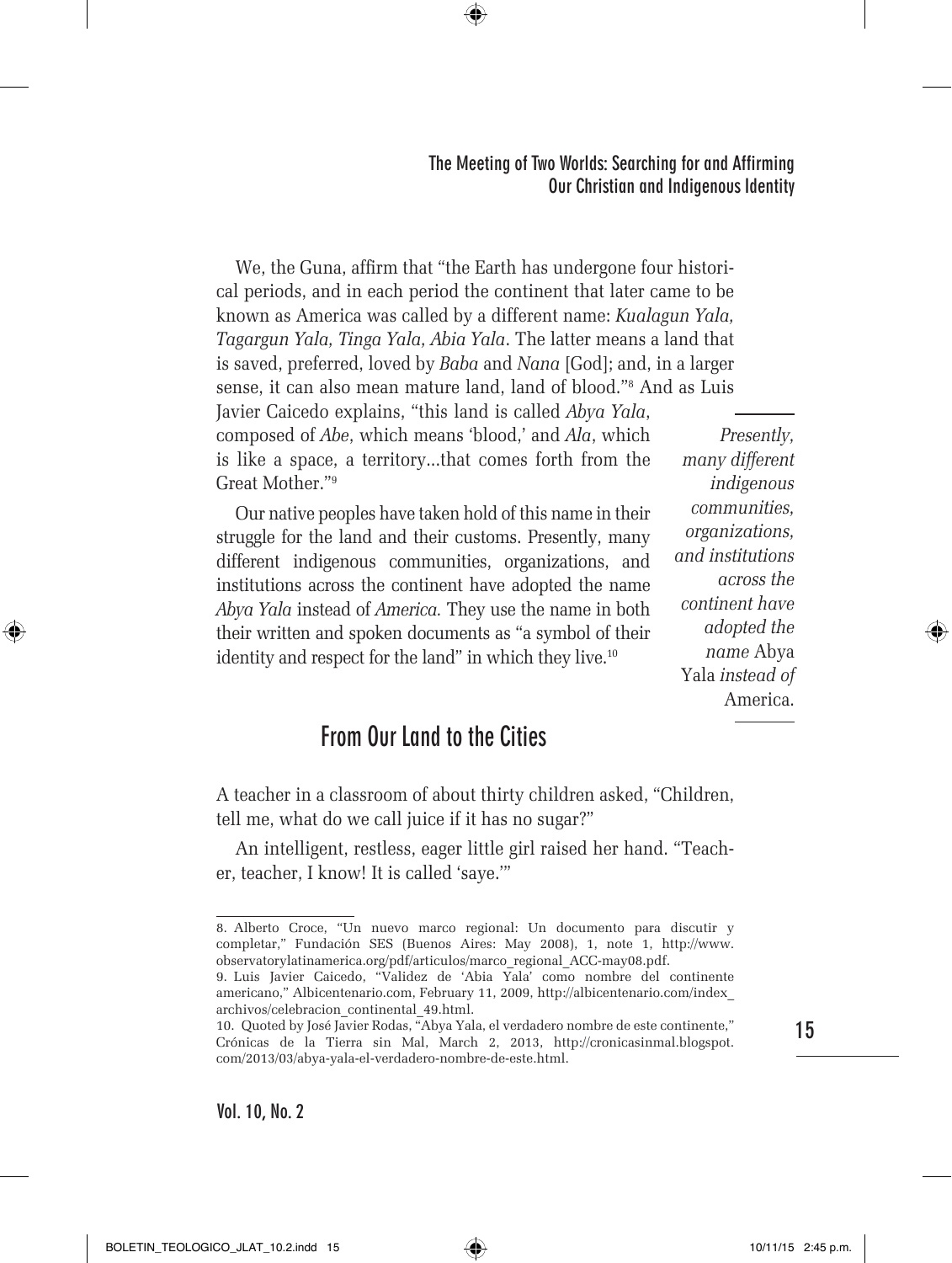We, the Guna, affirm that "the Earth has undergone four historical periods, and in each period the continent that later came to be known as America was called by a different name: *Kualagun Yala, Tagargun Yala, Tinga Yala, Abia Yala*. The latter means a land that is saved, preferred, loved by *Baba* and *Nana* [God]; and, in a larger sense, it can also mean mature land, land of blood."[8] And as Luis Javier Caicedo explains, "this land is called *Abya Yala*, composed of *Abe*, which means 'blood,' and *Ala*, which is like a space, a territory...that comes forth from the Great Mother."[9]

Our native peoples have taken hold of this name in their struggle for the land and their customs. Presently, many different indigenous communities, organizations, and institutions across the continent have adopted the name *Abya Yala* instead of *America*. They use the name in both their written and spoken documents as "a symbol of their identity and respect for the land" in which they live.[10]

*Presently, many different indigenous communities, organizations, and institutions across the continent have adopted the name* Abya Yala *instead of* America.

## From Our Land to the Cities

A teacher in a classroom of about thirty children asked, "Children, tell me, what do we call juice if it has no sugar?"

An intelligent, restless, eager little girl raised her hand. "Teacher, teacher, I know! It is called 'saye.'"

---

8. Alberto Croce, "Un nuevo marco regional: Un documento para discutir y completar," Fundación SES (Buenos Aires: May 2008), 1, note 1, http://www.observatorylatinamerica.org/pdf/articulos/marco_regional_ACC-may08.pdf.

9. Luis Javier Caicedo, "Validez de 'Abia Yala' como nombre del continente americano," Albicentenario.com, February 11, 2009, http://albicentenario.com/index_archivos/celebracion_continental_49.html.

10. Quoted by José Javier Rodas, "Abya Yala, el verdadero nombre de este continente," Crónicas de la Tierra sin Mal, March 2, 2013, http://cronicasinmal.blogspot.com/2013/03/abya-yala-el-verdadero-nombre-de-este.html.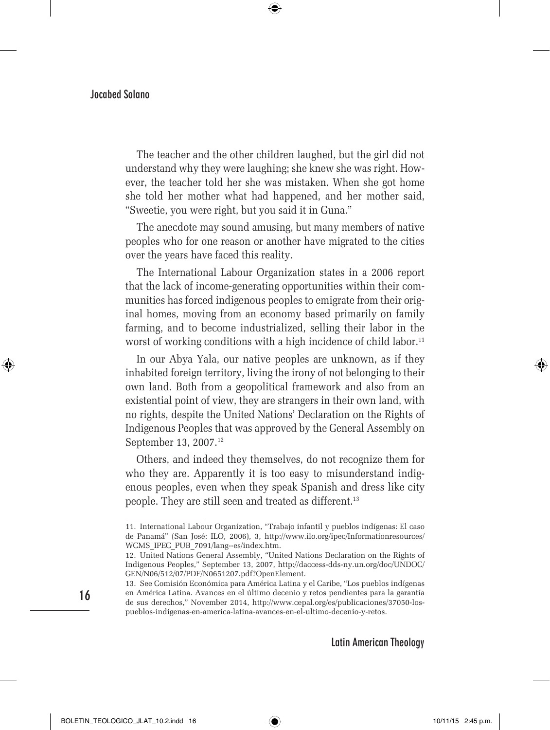The teacher and the other children laughed, but the girl did not understand why they were laughing; she knew she was right. However, the teacher told her she was mistaken. When she got home she told her mother what had happened, and her mother said, "Sweetie, you were right, but you said it in Guna."

The anecdote may sound amusing, but many members of native peoples who for one reason or another have migrated to the cities over the years have faced this reality.

The International Labour Organization states in a 2006 report that the lack of income-generating opportunities within their communities has forced indigenous peoples to emigrate from their original homes, moving from an economy based primarily on family farming, and to become industrialized, selling their labor in the worst of working conditions with a high incidence of child labor.[11]

In our Abya Yala, our native peoples are unknown, as if they inhabited foreign territory, living the irony of not belonging to their own land. Both from a geopolitical framework and also from an existential point of view, they are strangers in their own land, with no rights, despite the United Nations' Declaration on the Rights of Indigenous Peoples that was approved by the General Assembly on September 13, 2007.[12]

Others, and indeed they themselves, do not recognize them for who they are. Apparently it is too easy to misunderstand indigenous peoples, even when they speak Spanish and dress like city people. They are still seen and treated as different.[13]

---

11. International Labour Organization, "Trabajo infantil y pueblos indígenas: El caso de Panamá" (San José: ILO, 2006), 3, http://www.ilo.org/ipec/Informationresources/WCMS_IPEC_PUB_7091/lang--es/index.htm.

12. United Nations General Assembly, "United Nations Declaration on the Rights of Indigenous Peoples," September 13, 2007, http://daccess-dds-ny.un.org/doc/UNDOC/GEN/N06/512/07/PDF/N0651207.pdf?OpenElement.

13. See Comisión Económica para América Latina y el Caribe, "Los pueblos indígenas en América Latina. Avances en el último decenio y retos pendientes para la garantía de sus derechos," November 2014, http://www.cepal.org/es/publicaciones/37050-los-pueblos-indigenas-en-america-latina-avances-en-el-ultimo-decenio-y-retos.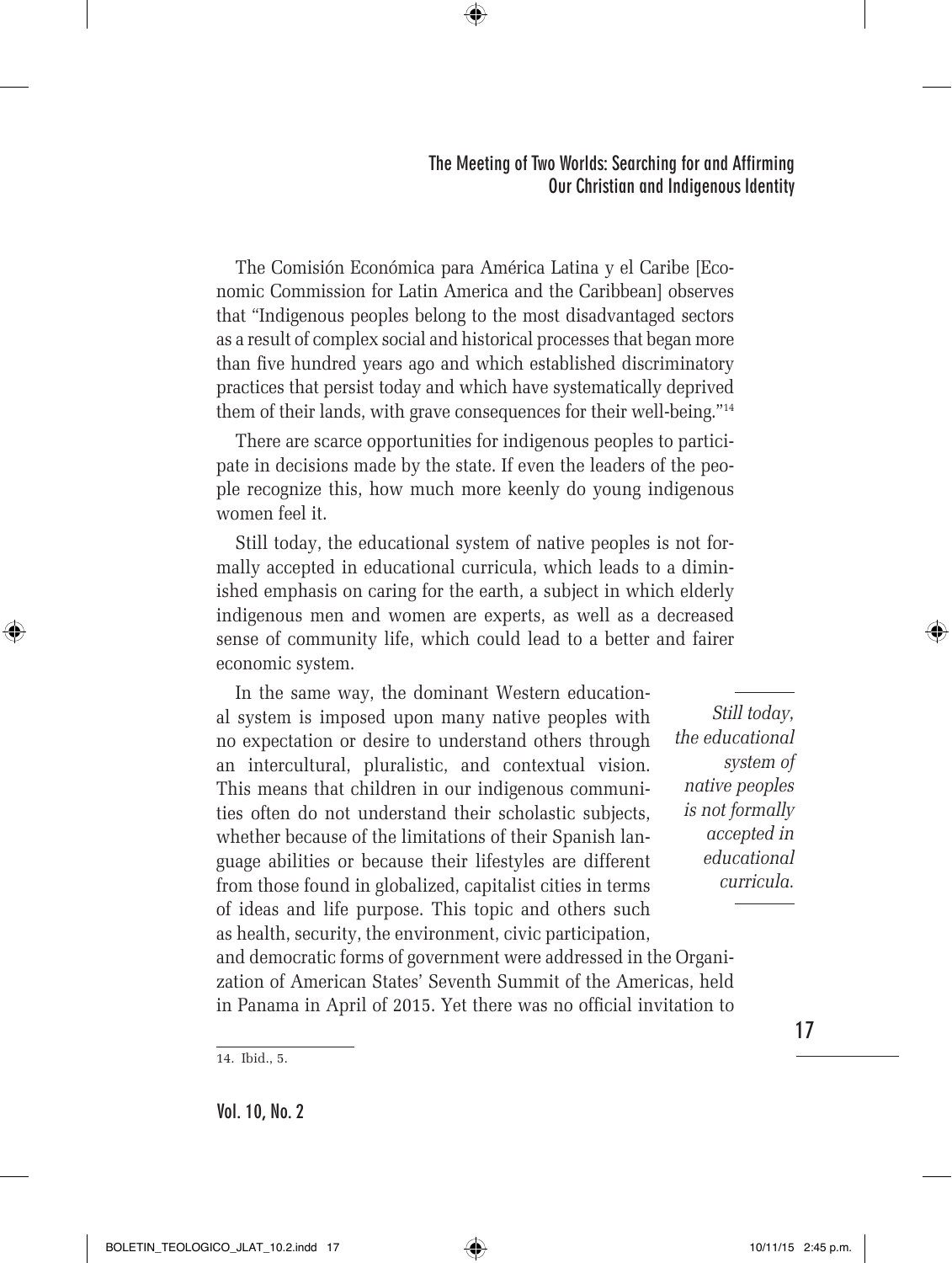The Comisión Económica para América Latina y el Caribe [Economic Commission for Latin America and the Caribbean] observes that "Indigenous peoples belong to the most disadvantaged sectors as a result of complex social and historical processes that began more than five hundred years ago and which established discriminatory practices that persist today and which have systematically deprived them of their lands, with grave consequences for their well-being."[14]

There are scarce opportunities for indigenous peoples to participate in decisions made by the state. If even the leaders of the people recognize this, how much more keenly do young indigenous women feel it.

Still today, the educational system of native peoples is not formally accepted in educational curricula, which leads to a diminished emphasis on caring for the earth, a subject in which elderly indigenous men and women are experts, as well as a decreased sense of community life, which could lead to a better and fairer economic system.

> *Still today, the educational system of native peoples is not formally accepted in educational curricula.*

In the same way, the dominant Western educational system is imposed upon many native peoples with no expectation or desire to understand others through an intercultural, pluralistic, and contextual vision. This means that children in our indigenous communities often do not understand their scholastic subjects, whether because of the limitations of their Spanish language abilities or because their lifestyles are different from those found in globalized, capitalist cities in terms of ideas and life purpose. This topic and others such as health, security, the environment, civic participation, and democratic forms of government were addressed in the Organization of American States' Seventh Summit of the Americas, held in Panama in April of 2015. Yet there was no official invitation to

---

14. Ibid., 5.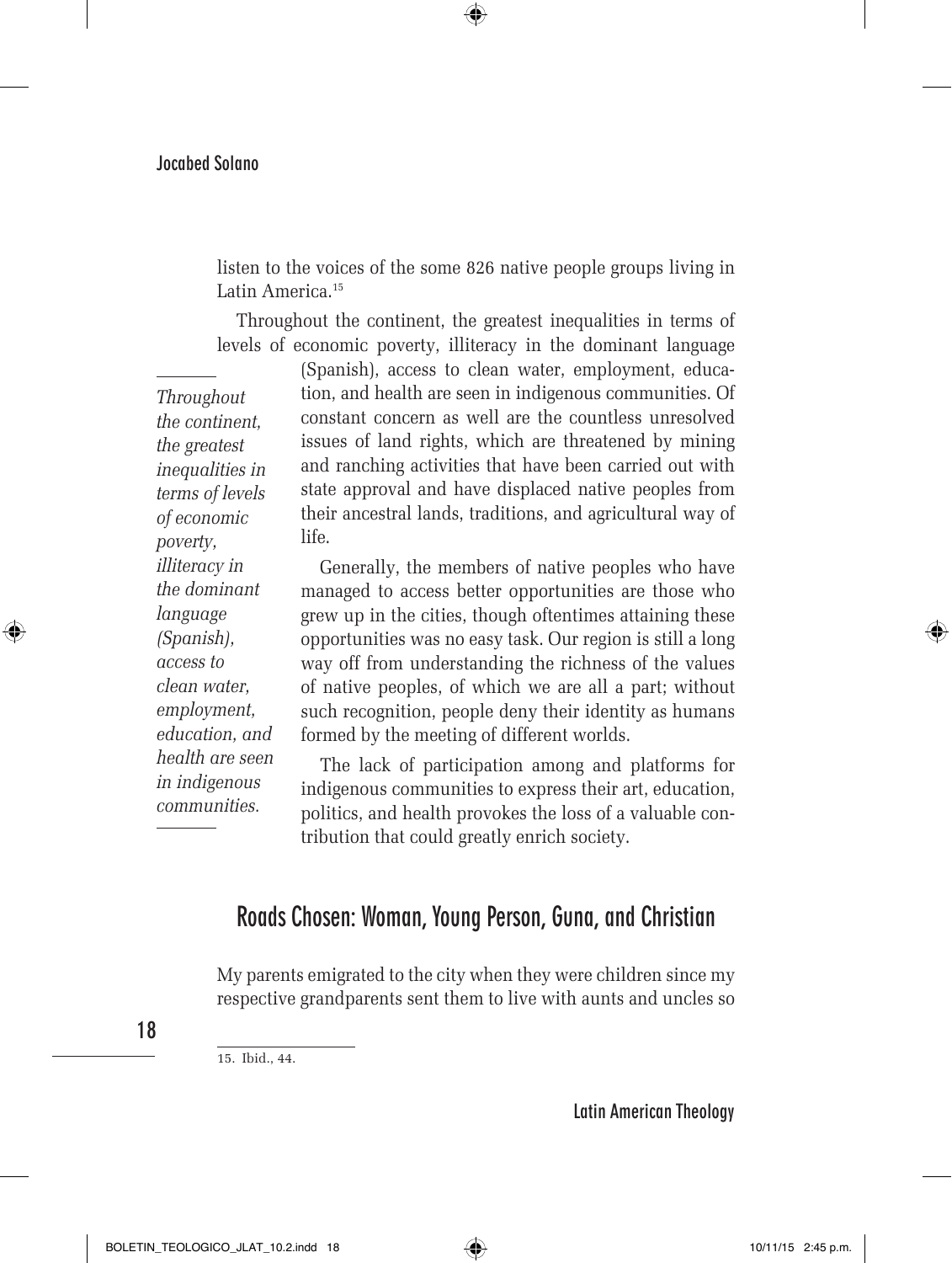listen to the voices of the some 826 native people groups living in Latin America.[15]

Throughout the continent, the greatest inequalities in terms of levels of economic poverty, illiteracy in the dominant language (Spanish), access to clean water, employment, education, and health are seen in indigenous communities. Of constant concern as well are the countless unresolved issues of land rights, which are threatened by mining and ranching activities that have been carried out with state approval and have displaced native peoples from their ancestral lands, traditions, and agricultural way of life.

*Throughout the continent, the greatest inequalities in terms of levels of economic poverty, illiteracy in the dominant language (Spanish), access to clean water, employment, education, and health are seen in indigenous communities.*

Generally, the members of native peoples who have managed to access better opportunities are those who grew up in the cities, though oftentimes attaining these opportunities was no easy task. Our region is still a long way off from understanding the richness of the values of native peoples, of which we are all a part; without such recognition, people deny their identity as humans formed by the meeting of different worlds.

The lack of participation among and platforms for indigenous communities to express their art, education, politics, and health provokes the loss of a valuable contribution that could greatly enrich society.

## Roads Chosen: Woman, Young Person, Guna, and Christian

My parents emigrated to the city when they were children since my respective grandparents sent them to live with aunts and uncles so

15. Ibid., 44.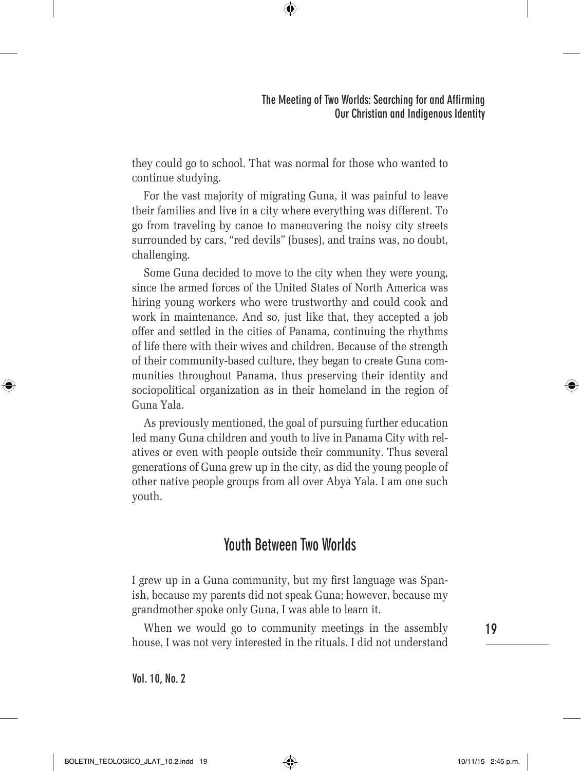they could go to school. That was normal for those who wanted to continue studying.

For the vast majority of migrating Guna, it was painful to leave their families and live in a city where everything was different. To go from traveling by canoe to maneuvering the noisy city streets surrounded by cars, "red devils" (buses), and trains was, no doubt, challenging.

Some Guna decided to move to the city when they were young, since the armed forces of the United States of North America was hiring young workers who were trustworthy and could cook and work in maintenance. And so, just like that, they accepted a job offer and settled in the cities of Panama, continuing the rhythms of life there with their wives and children. Because of the strength of their community-based culture, they began to create Guna communities throughout Panama, thus preserving their identity and sociopolitical organization as in their homeland in the region of Guna Yala.

As previously mentioned, the goal of pursuing further education led many Guna children and youth to live in Panama City with relatives or even with people outside their community. Thus several generations of Guna grew up in the city, as did the young people of other native people groups from all over Abya Yala. I am one such youth.

## Youth Between Two Worlds

I grew up in a Guna community, but my first language was Spanish, because my parents did not speak Guna; however, because my grandmother spoke only Guna, I was able to learn it.

When we would go to community meetings in the assembly house, I was not very interested in the rituals. I did not understand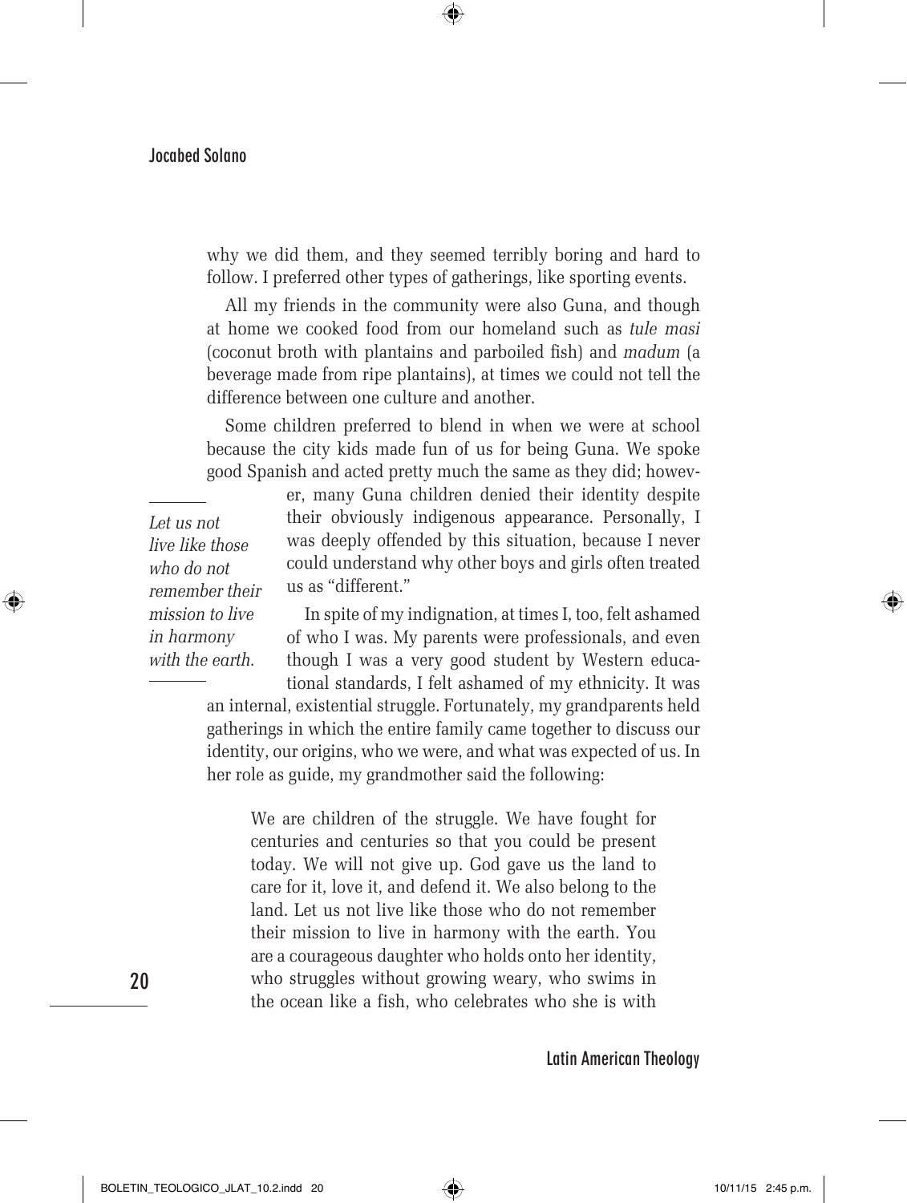why we did them, and they seemed terribly boring and hard to follow. I preferred other types of gatherings, like sporting events.

All my friends in the community were also Guna, and though at home we cooked food from our homeland such as *tule masi* (coconut broth with plantains and parboiled fish) and *madum* (a beverage made from ripe plantains), at times we could not tell the difference between one culture and another.

Some children preferred to blend in when we were at school because the city kids made fun of us for being Guna. We spoke good Spanish and acted pretty much the same as they did; however, many Guna children denied their identity despite their obviously indigenous appearance. Personally, I was deeply offended by this situation, because I never could understand why other boys and girls often treated us as "different."

> *Let us not live like those who do not remember their mission to live in harmony with the earth.*

In spite of my indignation, at times I, too, felt ashamed of who I was. My parents were professionals, and even though I was a very good student by Western educational standards, I felt ashamed of my ethnicity. It was an internal, existential struggle. Fortunately, my grandparents held gatherings in which the entire family came together to discuss our identity, our origins, who we were, and what was expected of us. In her role as guide, my grandmother said the following:

> We are children of the struggle. We have fought for centuries and centuries so that you could be present today. We will not give up. God gave us the land to care for it, love it, and defend it. We also belong to the land. Let us not live like those who do not remember their mission to live in harmony with the earth. You are a courageous daughter who holds onto her identity, who struggles without growing weary, who swims in the ocean like a fish, who celebrates who she is with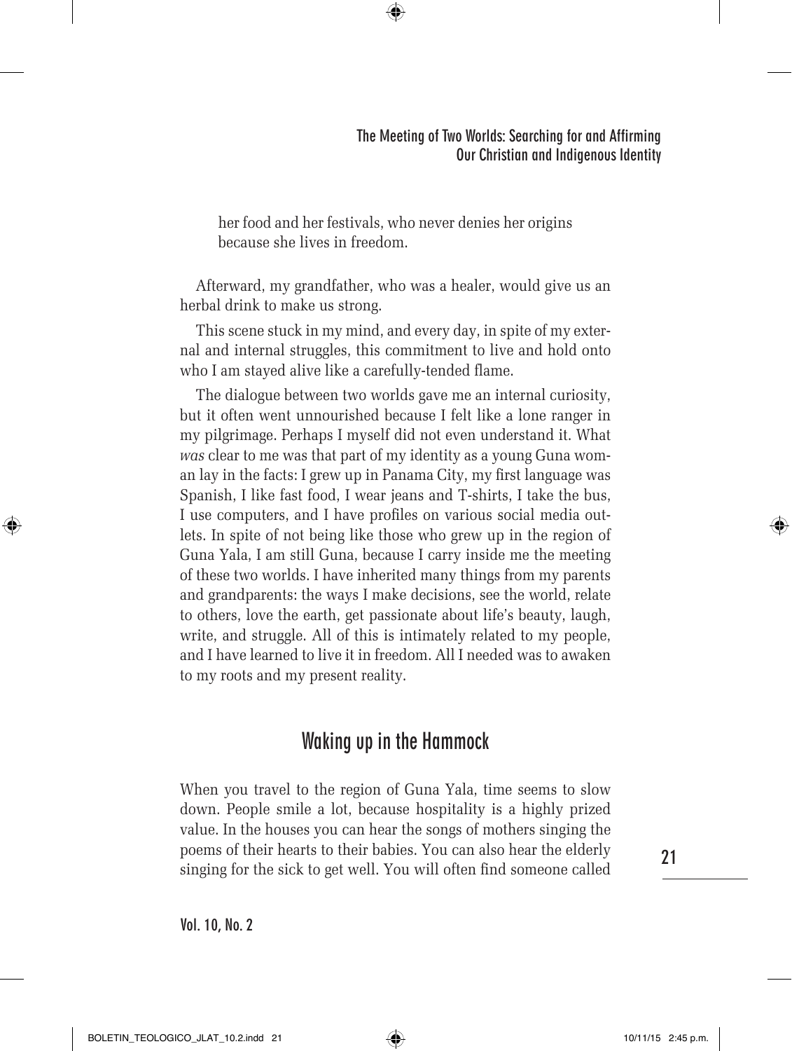her food and her festivals, who never denies her origins because she lives in freedom.

Afterward, my grandfather, who was a healer, would give us an herbal drink to make us strong.

This scene stuck in my mind, and every day, in spite of my external and internal struggles, this commitment to live and hold onto who I am stayed alive like a carefully-tended flame.

The dialogue between two worlds gave me an internal curiosity, but it often went unnourished because I felt like a lone ranger in my pilgrimage. Perhaps I myself did not even understand it. What *was* clear to me was that part of my identity as a young Guna woman lay in the facts: I grew up in Panama City, my first language was Spanish, I like fast food, I wear jeans and T-shirts, I take the bus, I use computers, and I have profiles on various social media outlets. In spite of not being like those who grew up in the region of Guna Yala, I am still Guna, because I carry inside me the meeting of these two worlds. I have inherited many things from my parents and grandparents: the ways I make decisions, see the world, relate to others, love the earth, get passionate about life's beauty, laugh, write, and struggle. All of this is intimately related to my people, and I have learned to live it in freedom. All I needed was to awaken to my roots and my present reality.

## Waking up in the Hammock

When you travel to the region of Guna Yala, time seems to slow down. People smile a lot, because hospitality is a highly prized value. In the houses you can hear the songs of mothers singing the poems of their hearts to their babies. You can also hear the elderly singing for the sick to get well. You will often find someone called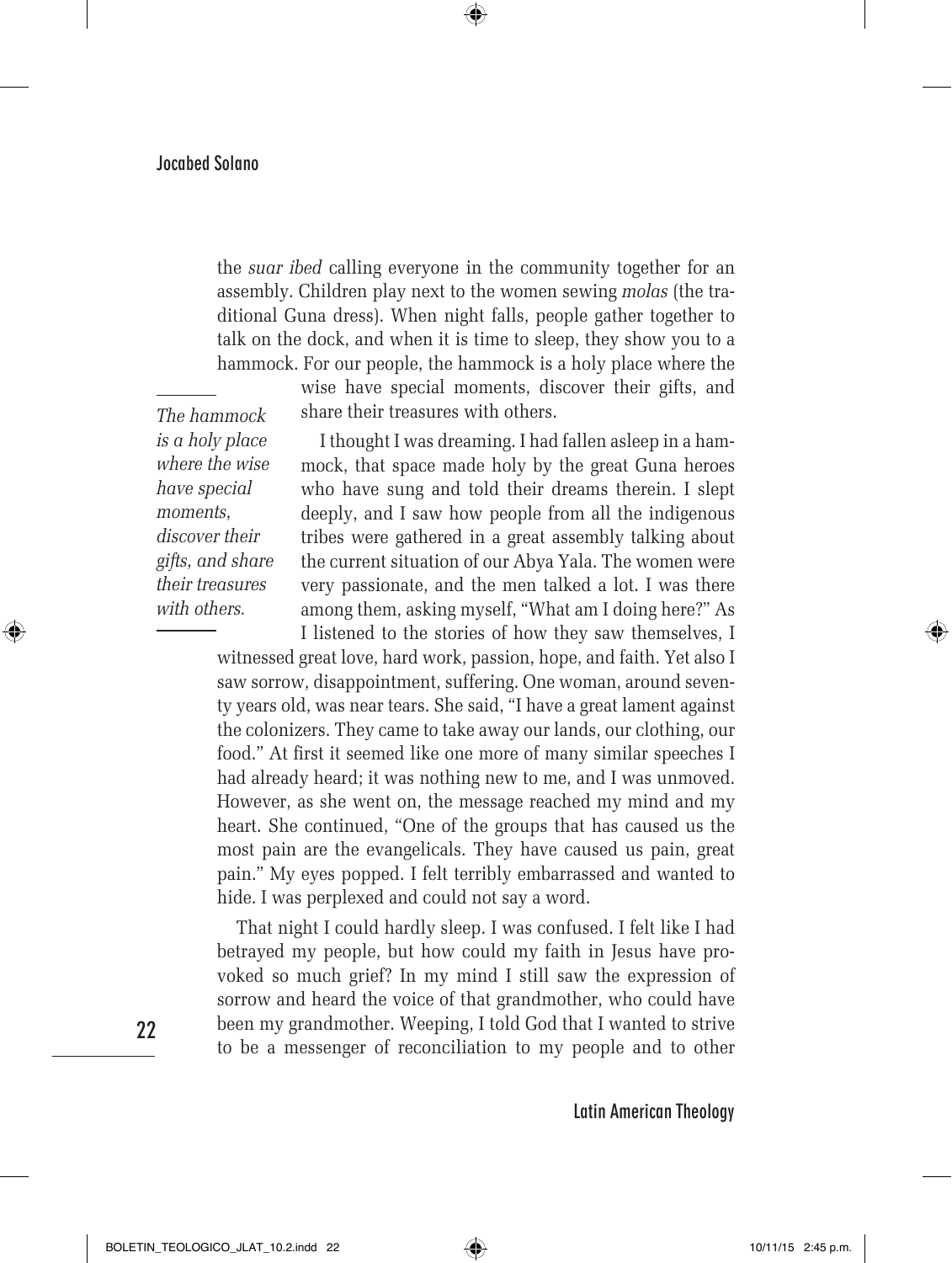the *suar ibed* calling everyone in the community together for an assembly. Children play next to the women sewing *molas* (the traditional Guna dress). When night falls, people gather together to talk on the dock, and when it is time to sleep, they show you to a hammock. For our people, the hammock is a holy place where the wise have special moments, discover their gifts, and share their treasures with others.

*The hammock is a holy place where the wise have special moments, discover their gifts, and share their treasures with others.*

I thought I was dreaming. I had fallen asleep in a hammock, that space made holy by the great Guna heroes who have sung and told their dreams therein. I slept deeply, and I saw how people from all the indigenous tribes were gathered in a great assembly talking about the current situation of our Abya Yala. The women were very passionate, and the men talked a lot. I was there among them, asking myself, "What am I doing here?" As I listened to the stories of how they saw themselves, I witnessed great love, hard work, passion, hope, and faith. Yet also I saw sorrow, disappointment, suffering. One woman, around seventy years old, was near tears. She said, "I have a great lament against the colonizers. They came to take away our lands, our clothing, our food." At first it seemed like one more of many similar speeches I had already heard; it was nothing new to me, and I was unmoved. However, as she went on, the message reached my mind and my heart. She continued, "One of the groups that has caused us the most pain are the evangelicals. They have caused us pain, great pain." My eyes popped. I felt terribly embarrassed and wanted to hide. I was perplexed and could not say a word.

That night I could hardly sleep. I was confused. I felt like I had betrayed my people, but how could my faith in Jesus have provoked so much grief? In my mind I still saw the expression of sorrow and heard the voice of that grandmother, who could have been my grandmother. Weeping, I told God that I wanted to strive to be a messenger of reconciliation to my people and to other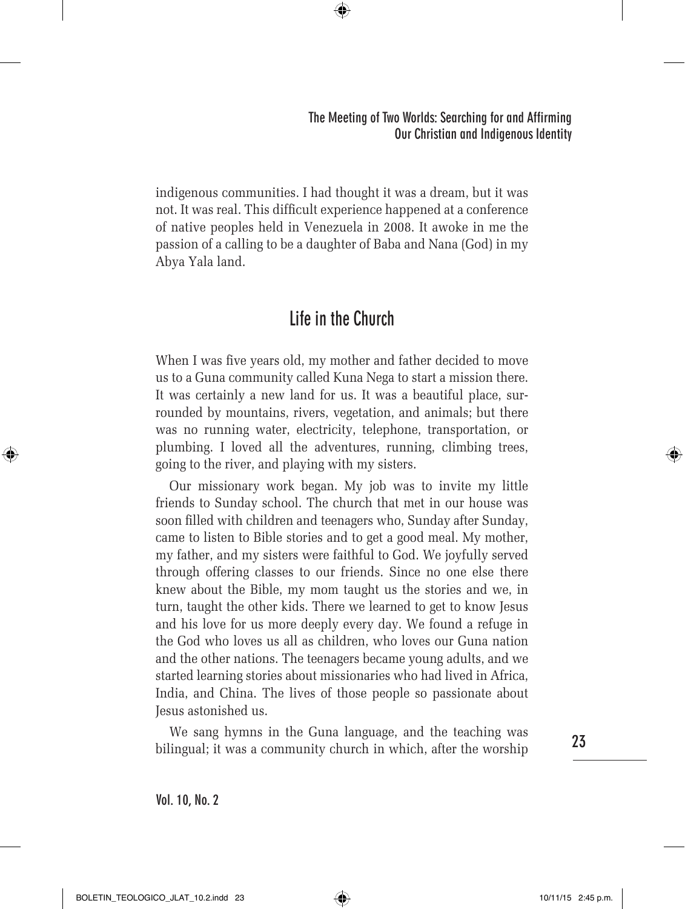indigenous communities. I had thought it was a dream, but it was not. It was real. This difficult experience happened at a conference of native peoples held in Venezuela in 2008. It awoke in me the passion of a calling to be a daughter of Baba and Nana (God) in my Abya Yala land.

## Life in the Church

When I was five years old, my mother and father decided to move us to a Guna community called Kuna Nega to start a mission there. It was certainly a new land for us. It was a beautiful place, surrounded by mountains, rivers, vegetation, and animals; but there was no running water, electricity, telephone, transportation, or plumbing. I loved all the adventures, running, climbing trees, going to the river, and playing with my sisters.

Our missionary work began. My job was to invite my little friends to Sunday school. The church that met in our house was soon filled with children and teenagers who, Sunday after Sunday, came to listen to Bible stories and to get a good meal. My mother, my father, and my sisters were faithful to God. We joyfully served through offering classes to our friends. Since no one else there knew about the Bible, my mom taught us the stories and we, in turn, taught the other kids. There we learned to get to know Jesus and his love for us more deeply every day. We found a refuge in the God who loves us all as children, who loves our Guna nation and the other nations. The teenagers became young adults, and we started learning stories about missionaries who had lived in Africa, India, and China. The lives of those people so passionate about Jesus astonished us.

We sang hymns in the Guna language, and the teaching was bilingual; it was a community church in which, after the worship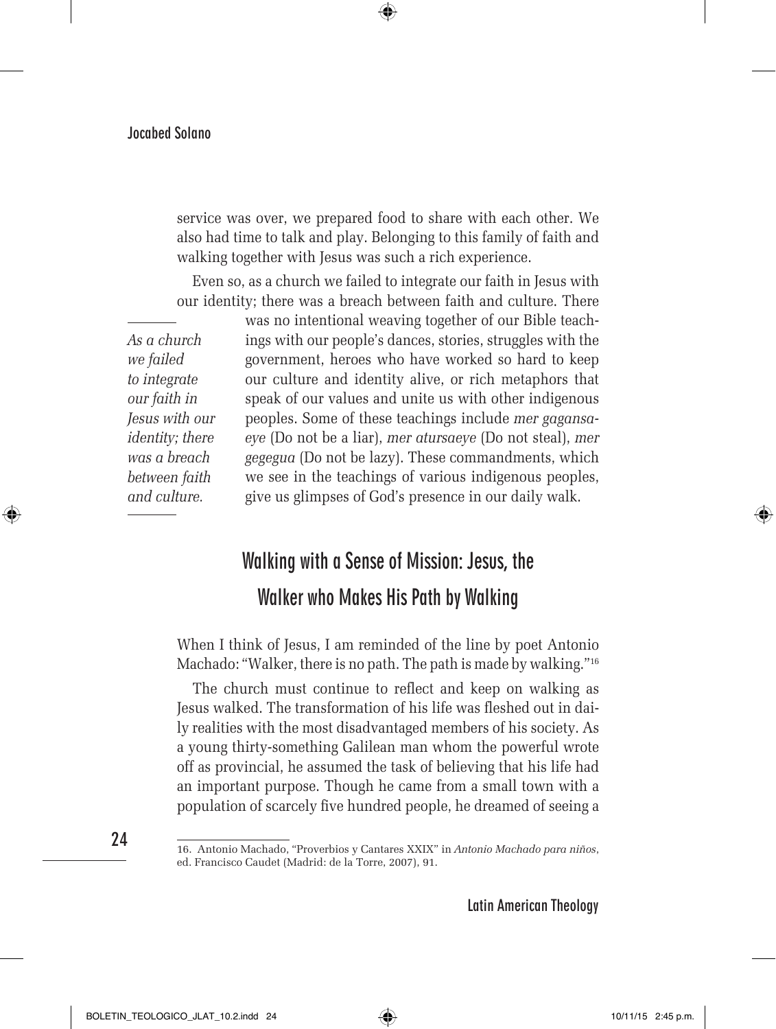service was over, we prepared food to share with each other. We also had time to talk and play. Belonging to this family of faith and walking together with Jesus was such a rich experience.

Even so, as a church we failed to integrate our faith in Jesus with our identity; there was a breach between faith and culture. There was no intentional weaving together of our Bible teachings with our people's dances, stories, struggles with the government, heroes who have worked so hard to keep our culture and identity alive, or rich metaphors that speak of our values and unite us with other indigenous peoples. Some of these teachings include *mer gagansaeye* (Do not be a liar), *mer atursaeye* (Do not steal), *mer gegegua* (Do not be lazy). These commandments, which we see in the teachings of various indigenous peoples, give us glimpses of God's presence in our daily walk.

*As a church we failed to integrate our faith in Jesus with our identity; there was a breach between faith and culture.*

## Walking with a Sense of Mission: Jesus, the Walker who Makes His Path by Walking

When I think of Jesus, I am reminded of the line by poet Antonio Machado: "Walker, there is no path. The path is made by walking."[16]

The church must continue to reflect and keep on walking as Jesus walked. The transformation of his life was fleshed out in daily realities with the most disadvantaged members of his society. As a young thirty-something Galilean man whom the powerful wrote off as provincial, he assumed the task of believing that his life had an important purpose. Though he came from a small town with a population of scarcely five hundred people, he dreamed of seeing a

16. Antonio Machado, "Proverbios y Cantares XXIX" in *Antonio Machado para niños*, ed. Francisco Caudet (Madrid: de la Torre, 2007), 91.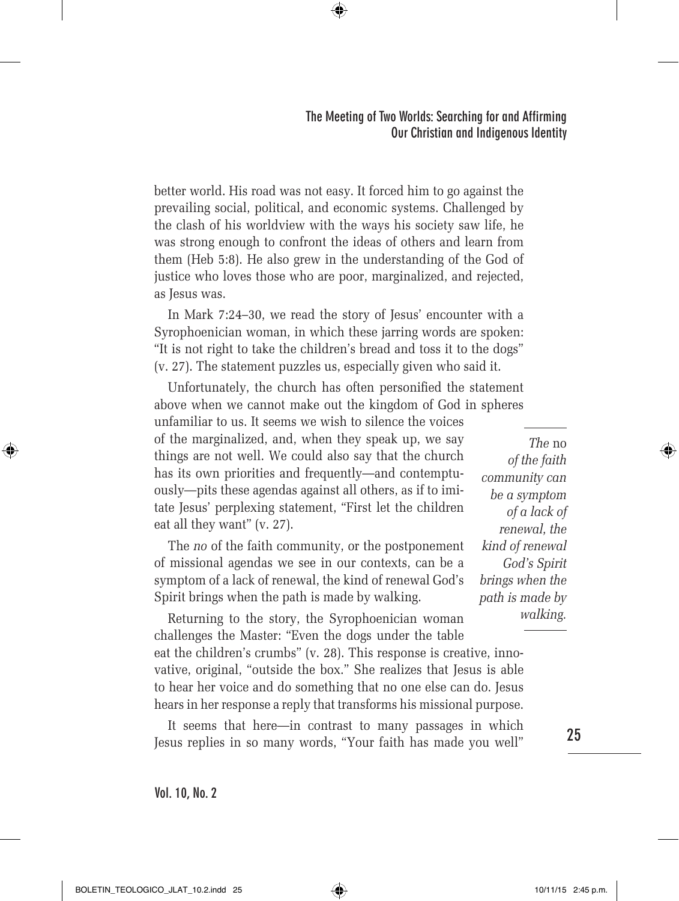better world. His road was not easy. It forced him to go against the prevailing social, political, and economic systems. Challenged by the clash of his worldview with the ways his society saw life, he was strong enough to confront the ideas of others and learn from them (Heb 5:8). He also grew in the understanding of the God of justice who loves those who are poor, marginalized, and rejected, as Jesus was.

In Mark 7:24–30, we read the story of Jesus' encounter with a Syrophoenician woman, in which these jarring words are spoken: "It is not right to take the children's bread and toss it to the dogs" (v. 27). The statement puzzles us, especially given who said it.

Unfortunately, the church has often personified the statement above when we cannot make out the kingdom of God in spheres unfamiliar to us. It seems we wish to silence the voices of the marginalized, and, when they speak up, we say things are not well. We could also say that the church has its own priorities and frequently—and contemptuously—pits these agendas against all others, as if to imitate Jesus' perplexing statement, "First let the children eat all they want" (v. 27).

> *The* no *of the faith community can be a symptom of a lack of renewal, the kind of renewal God's Spirit brings when the path is made by walking.*

The *no* of the faith community, or the postponement of missional agendas we see in our contexts, can be a symptom of a lack of renewal, the kind of renewal God's Spirit brings when the path is made by walking.

Returning to the story, the Syrophoenician woman challenges the Master: "Even the dogs under the table eat the children's crumbs" (v. 28). This response is creative, innovative, original, "outside the box." She realizes that Jesus is able to hear her voice and do something that no one else can do. Jesus hears in her response a reply that transforms his missional purpose.

It seems that here—in contrast to many passages in which Jesus replies in so many words, "Your faith has made you well"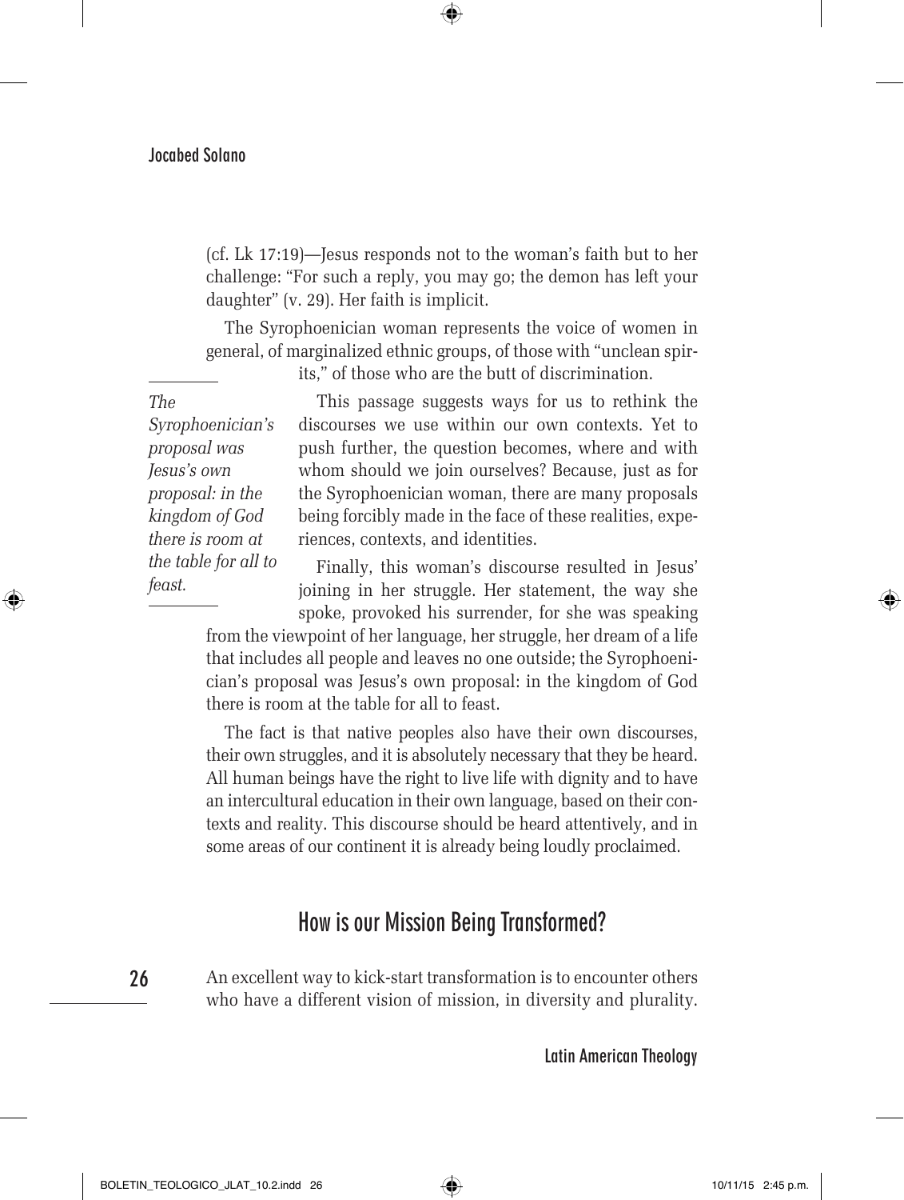(cf. Lk 17:19)—Jesus responds not to the woman's faith but to her challenge: "For such a reply, you may go; the demon has left your daughter" (v. 29). Her faith is implicit.

The Syrophoenician woman represents the voice of women in general, of marginalized ethnic groups, of those with "unclean spirits," of those who are the butt of discrimination.

This passage suggests ways for us to rethink the discourses we use within our own contexts. Yet to push further, the question becomes, where and with whom should we join ourselves? Because, just as for the Syrophoenician woman, there are many proposals being forcibly made in the face of these realities, experiences, contexts, and identities.

*The Syrophoenician's proposal was Jesus's own proposal: in the kingdom of God there is room at the table for all to feast.*

Finally, this woman's discourse resulted in Jesus' joining in her struggle. Her statement, the way she spoke, provoked his surrender, for she was speaking from the viewpoint of her language, her struggle, her dream of a life that includes all people and leaves no one outside; the Syrophoenician's proposal was Jesus's own proposal: in the kingdom of God there is room at the table for all to feast.

The fact is that native peoples also have their own discourses, their own struggles, and it is absolutely necessary that they be heard. All human beings have the right to live life with dignity and to have an intercultural education in their own language, based on their contexts and reality. This discourse should be heard attentively, and in some areas of our continent it is already being loudly proclaimed.

## How is our Mission Being Transformed?

An excellent way to kick-start transformation is to encounter others who have a different vision of mission, in diversity and plurality.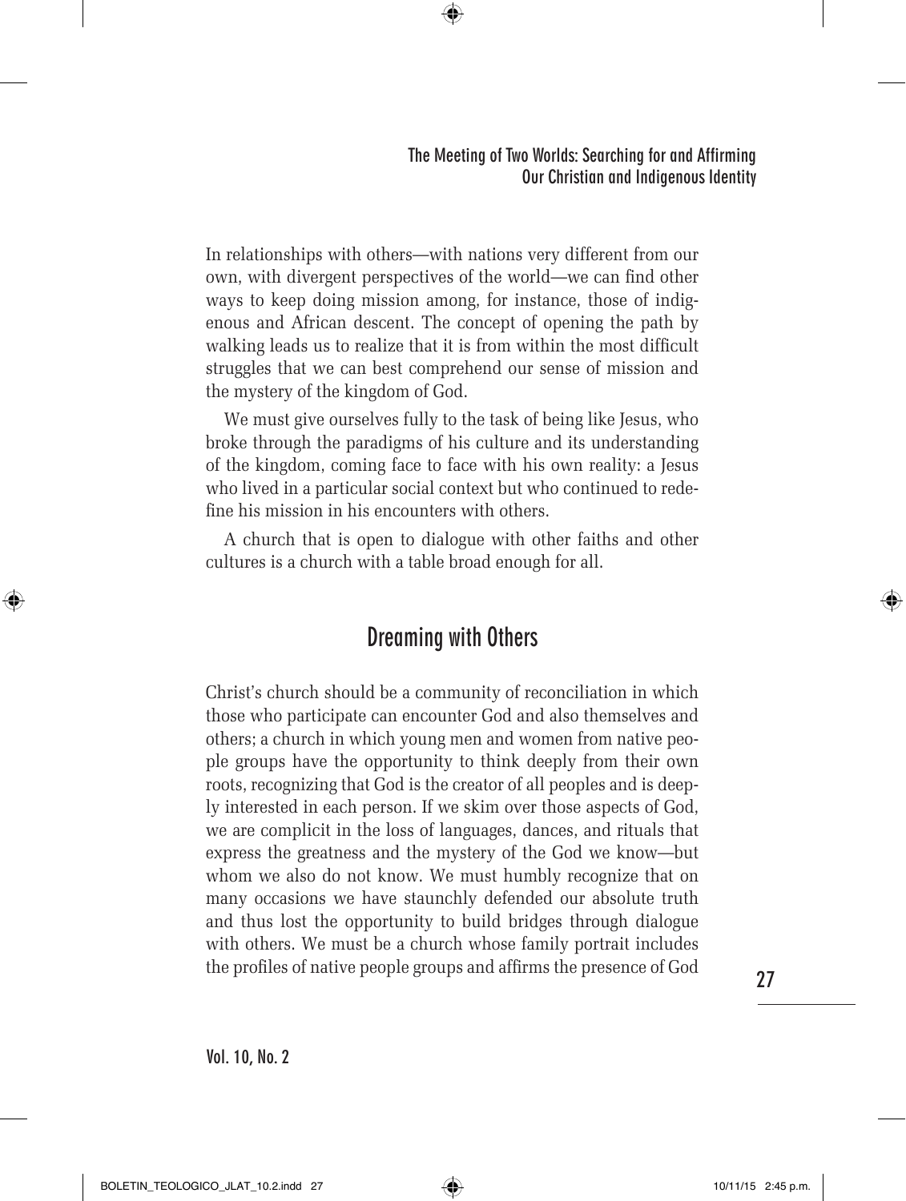In relationships with others—with nations very different from our own, with divergent perspectives of the world—we can find other ways to keep doing mission among, for instance, those of indigenous and African descent. The concept of opening the path by walking leads us to realize that it is from within the most difficult struggles that we can best comprehend our sense of mission and the mystery of the kingdom of God.

We must give ourselves fully to the task of being like Jesus, who broke through the paradigms of his culture and its understanding of the kingdom, coming face to face with his own reality: a Jesus who lived in a particular social context but who continued to redefine his mission in his encounters with others.

A church that is open to dialogue with other faiths and other cultures is a church with a table broad enough for all.

## Dreaming with Others

Christ's church should be a community of reconciliation in which those who participate can encounter God and also themselves and others; a church in which young men and women from native people groups have the opportunity to think deeply from their own roots, recognizing that God is the creator of all peoples and is deeply interested in each person. If we skim over those aspects of God, we are complicit in the loss of languages, dances, and rituals that express the greatness and the mystery of the God we know—but whom we also do not know. We must humbly recognize that on many occasions we have staunchly defended our absolute truth and thus lost the opportunity to build bridges through dialogue with others. We must be a church whose family portrait includes the profiles of native people groups and affirms the presence of God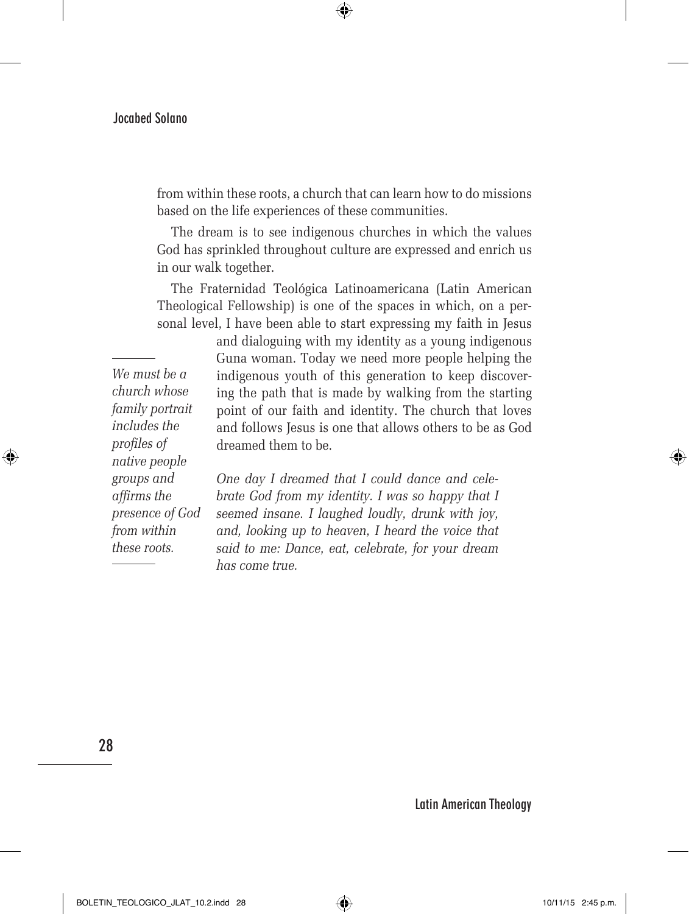from within these roots, a church that can learn how to do missions based on the life experiences of these communities.

The dream is to see indigenous churches in which the values God has sprinkled throughout culture are expressed and enrich us in our walk together.

The Fraternidad Teológica Latinoamericana (Latin American Theological Fellowship) is one of the spaces in which, on a personal level, I have been able to start expressing my faith in Jesus and dialoguing with my identity as a young indigenous Guna woman. Today we need more people helping the indigenous youth of this generation to keep discovering the path that is made by walking from the starting point of our faith and identity. The church that loves and follows Jesus is one that allows others to be as God dreamed them to be.

*We must be a church whose family portrait includes the profiles of native people groups and affirms the presence of God from within these roots.*

*One day I dreamed that I could dance and celebrate God from my identity. I was so happy that I seemed insane. I laughed loudly, drunk with joy, and, looking up to heaven, I heard the voice that said to me: Dance, eat, celebrate, for your dream has come true.*